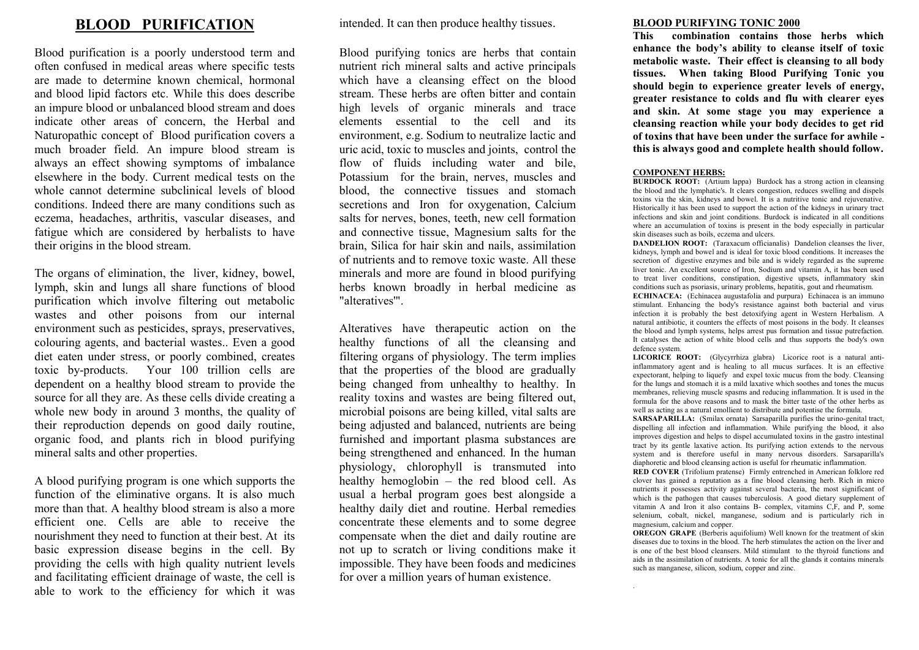# BLOOD PURIFICATION

Blood purification is a poorly understood term and often confused in medical areas where specific tests are made to determine known chemical, hormonal and blood lipid factors etc. While this does describe an impure blood or unbalanced blood stream and does indicate other areas of concern, the Herbal and Naturopathic concept of Blood purification covers a much broader field. An impure blood stream is always an effect showing symptoms of imbalance elsewhere in the body. Current medical tests on the whole cannot determine subclinical levels of blood conditions. Indeed there are many conditions such as eczema, headaches, arthritis, vascular diseases, and fatigue which are considered by herbalists to have their origins in the blood stream.

The organs of elimination, the liver, kidney, bowel, lymph, skin and lungs all share functions of blood purification which involve filtering out metabolic wastes and other poisons from our internal environment such as pesticides, sprays, preservatives, colouring agents, and bacterial wastes.. Even a good diet eaten under stress, or poorly combined, creates toxic by-products. Your 100 trillion cells are dependent on a healthy blood stream to provide the source for all they are. As these cells divide creating a whole new body in around 3 months, the quality of their reproduction depends on good daily routine, organic food, and plants rich in blood purifying mineral salts and other properties.

A blood purifying program is one which supports the function of the eliminative organs. It is also much more than that. A healthy blood stream is also a more efficient one. Cells are able to receive the nourishment they need to function at their best. At its basic expression disease begins in the cell. By providing the cells with high quality nutrient levels and facilitating efficient drainage of waste, the cell is able to work to the efficiency for which it was intended. It can then produce healthy tissues.

Blood purifying tonics are herbs that contain nutrient rich mineral salts and active principals which have a cleansing effect on the blood stream. These herbs are often bitter and contain high levels of organic minerals and trace elements essential to the cell and its environment, e.g. Sodium to neutralize lactic and uric acid, toxic to muscles and joints, control the flow of fluids including water and bile, Potassium for the brain, nerves, muscles and blood, the connective tissues and stomach secretions and Iron for oxygenation, Calcium salts for nerves, bones, teeth, new cell formation and connective tissue, Magnesium salts for the brain, Silica for hair skin and nails, assimilation of nutrients and to remove toxic waste. All these minerals and more are found in blood purifying herbs known broadly in herbal medicine as "alteratives"'.

Alteratives have therapeutic action on the healthy functions of all the cleansing and filtering organs of physiology. The term implies that the properties of the blood are gradually being changed from unhealthy to healthy. In reality toxins and wastes are being filtered out, microbial poisons are being killed, vital salts are being adjusted and balanced, nutrients are being furnished and important plasma substances are being strengthened and enhanced. In the human physiology, chlorophyll is transmuted into healthy hemoglobin – the red blood cell. As usual a herbal program goes best alongside a healthy daily diet and routine. Herbal remedies concentrate these elements and to some degree compensate when the diet and daily routine are not up to scratch or living conditions make it impossible. They have been foods and medicines for over a million years of human existence.

## BLOOD PURIFYING TONIC 2000

**This combination contains those herbs which enhance the body's ability to cleanse itself of toxic metabolic waste. Their effect is cleansing to all body tissues. When taking Blood Purifying Tonic you should begin to experience greater levels of energy, greater resistance to colds and flu with clearer eyes and skin. At some stage you may experience a cleansing reaction while your body decides to get rid of toxins that have been under the surface for awhile - this is always good and complete health should follow.**

### COMPONENT HERBS:

**BURDOCK ROOT:** (Artium lappa) Burdock has a strong action in cleansing the blood and the lymphatic's. It clears congestion, reduces swelling and dispels toxins via the skin, kidneys and bowel. It is a nutritive tonic and rejuvenative. Historically it has been used to support the action of the kidneys in urinary tract infections and skin and joint conditions. Burdock is indicated in all conditions where an accumulation of toxins is present in the body especially in particular skin diseases such as boils, eczema and ulcers.

**DANDELION ROOT:** (Taraxacum officianalis) Dandelion cleanses the liver, kidneys, lymph and bowel and is ideal for toxic blood conditions. It increases the secretion of digestive enzymes and bile and is widely regarded as the supreme liver tonic. An excellent source of Iron, Sodium and vitamin A, it has been used to treat liver conditions, constipation, digestive upsets, inflammatory skin conditions such as psoriasis, urinary problems, hepatitis, gout and rheumatism.

**ECHINACEA:** (Echinacea augustafolia and purpura) Echinacea is an immuno stimulant. Enhancing the body's resistance against both bacterial and virus infection it is probably the best detoxifying agent in Western Herbalism. A natural antibiotic, it counters the effects of most poisons in the body. It cleanses the blood and lymph systems, helps arrest pus formation and tissue putrefaction. It catalyses the action of white blood cells and thus supports the body's own defence system.

**LICORICE ROOT:** (Glycyrrhiza glabra) Licorice root is a natural anti-inflammatory agent and is healing to all mucus surfaces. It is an effective expectorant, helping to liquefy and expel toxic mucus from the body. Cleansing for the lungs and stomach it is a mild laxative which soothes and tones the mucus membranes, relieving muscle spasms and reducing inflammation. It is used in the formula for the above reasons and to mask the bitter taste of the other herbs as well as acting as a natural emollient to distribute and potentise the formula.

**SARSAPARILLA:** (Smilax ornata) Sarsaparilla purifies the urino-genital tract, dispelling all infection and inflammation. While purifying the blood, it also improves digestion and helps to dispel accumulated toxins in the gastro intestinal tract by its gentle laxative action. Its purifying action extends to the nervous system and is therefore useful in many nervous disorders. Sarsaparilla's diaphoretic and blood cleansing action is useful for rheumatic inflammation.

**RED COVER** (Trifolium pratense) Firmly entrenched in American folklore red clover has gained a reputation as a fine blood cleansing herb. Rich in micro nutrients it possesses activity against several bacteria, the most significant of which is the pathogen that causes tuberculosis. A good dietary supplement of vitamin A and Iron it also contains B- complex, vitamins C,F, and P, some selenium, cobalt, nickel, manganese, sodium and is particularly rich in magnesium, calcium and copper.

**OREGON GRAPE** (Berberis aquifolium) Well known for the treatment of skin diseases due to toxins in the blood. The herb stimulates the action on the liver and is one of the best blood cleansers. Mild stimulant to the thyroid functions and aids in the assimilation of nutrients. A tonic for all the glands it contains minerals such as manganese, silicon, sodium, copper and zinc.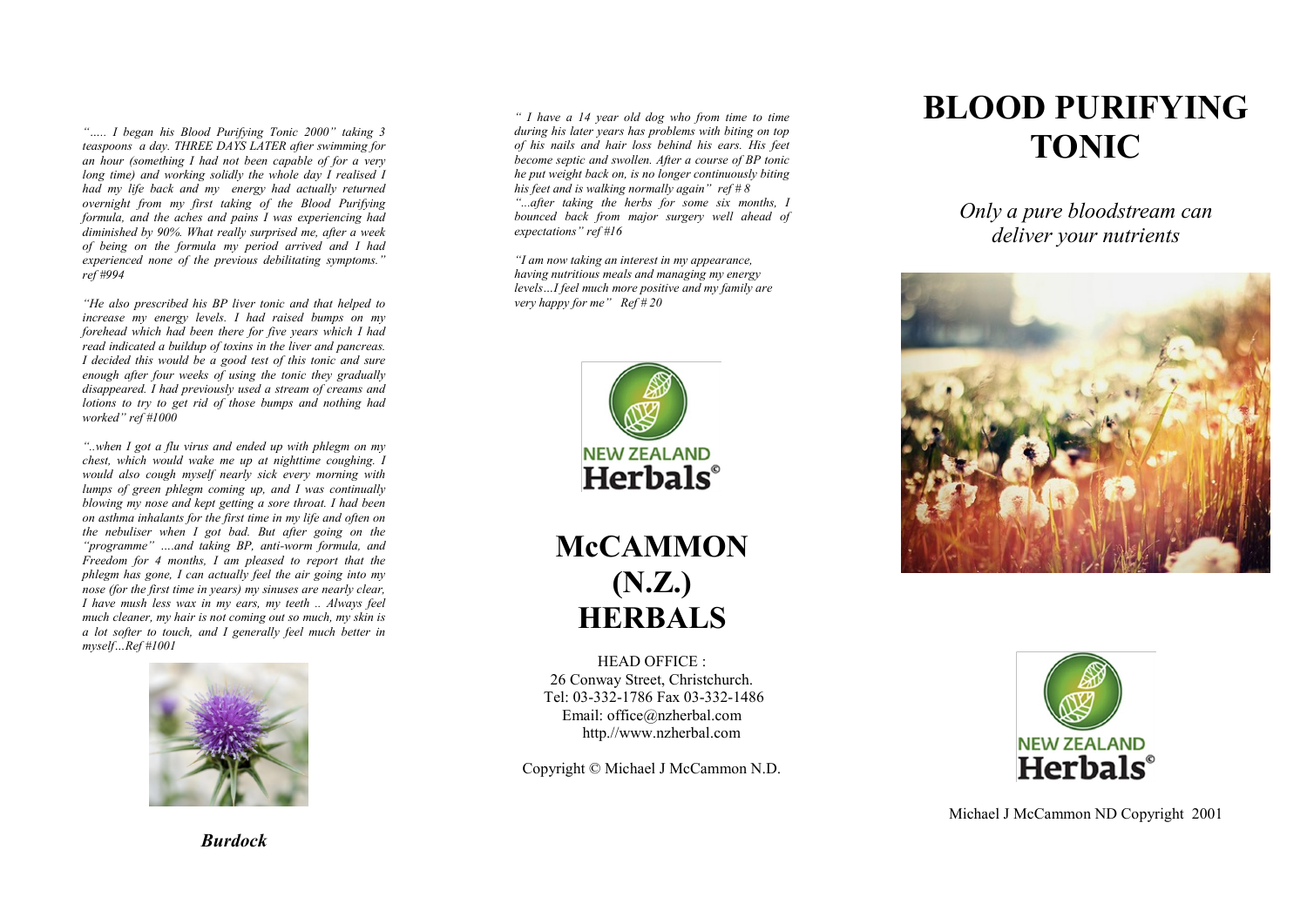*"….. I began his Blood Purifying Tonic 2000" taking 3 teaspoons a day. THREE DAYS LATER after swimming for an hour (something I had not been capable of for a very long time) and working solidly the whole day I realised I had my life back and my energy had actually returned overnight from my first taking of the Blood Purifying formula, and the aches and pains I was experiencing had diminished by 90%. What really surprised me, after a week of being on the formula my period arrived and I had experienced none of the previous debilitating symptoms." ref #994*

*"He also prescribed his BP liver tonic and that helped to increase my energy levels. I had raised bumps on my forehead which had been there for five years which I had read indicated a buildup of toxins in the liver and pancreas. I decided this would be a good test of this tonic and sure enough after four weeks of using the tonic they gradually disappeared. I had previously used a stream of creams and lotions to try to get rid of those bumps and nothing had worked" ref #1000*

*"..when I got a flu virus and ended up with phlegm on my chest, which would wake me up at nighttime coughing. I would also cough myself nearly sick every morning with lumps of green phlegm coming up, and I was continually blowing my nose and kept getting a sore throat. I had been on asthma inhalants for the first time in my life and often on the nebuliser when I got bad. But after going on the "programme" ….and taking BP, anti-worm formula, and Freedom for 4 months, I am pleased to report that the phlegm has gone, I can actually feel the air going into my nose (for the first time in years) my sinuses are nearly clear, I have mush less wax in my ears, my teeth .. Always feel much cleaner, my hair is not coming out so much, my skin is a lot softer to touch, and I generally feel much better in myself…Ref #1001*

***Burdock***

*" I have a 14 year old dog who from time to time during his later years has problems with biting on top of his nails and hair loss behind his ears. His feet become septic and swollen. After a course of BP tonic he put weight back on, is no longer continuously biting his feet and is walking normally again" ref # 8*

*"…after taking the herbs for some six months, I bounced back from major surgery well ahead of expectations" ref #16*

*"I am now taking an interest in my appearance, having nutritious meals and managing my energy levels…I feel much more positive and my family are very happy for me" Ref # 20*

NEW ZEALAND Herbals©

# McCAMMON (N.Z.) HERBALS

HEAD OFFICE :
26 Conway Street, Christchurch.
Tel: 03-332-1786 Fax 03-332-1486
Email: office@nzherbal.com
http.//www.nzherbal.com

Copyright © Michael J McCammon N.D.

# BLOOD PURIFYING TONIC

*Only a pure bloodstream can deliver your nutrients*

NEW ZEALAND Herbals©

Michael J McCammon ND Copyright 2001